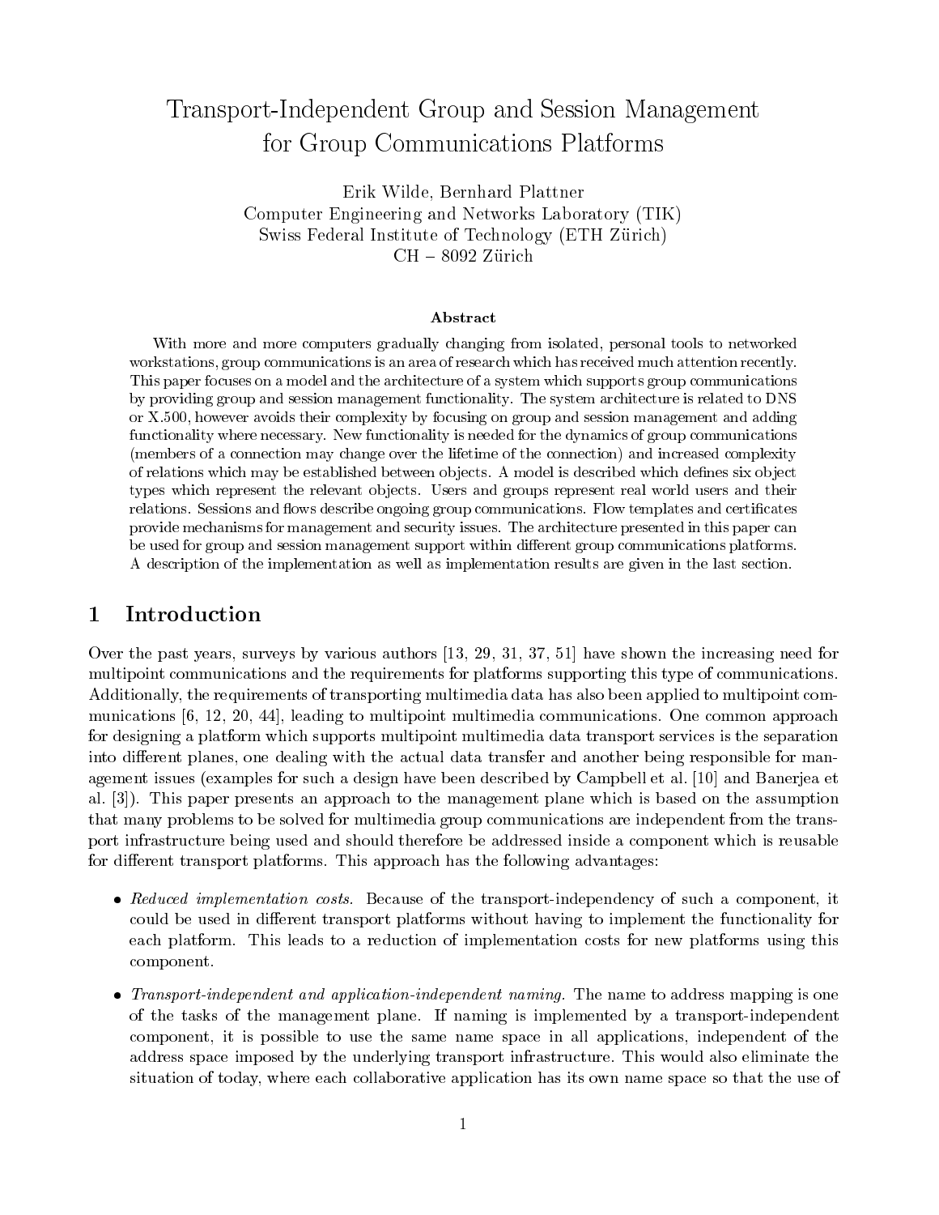# Transport-Independent Group and Session Management for Group Communications Platforms

Erik Wilde, Bernhard Plattner
Computer Engineering and Networks Laboratory (TIK)
Swiss Federal Institute of Technology (ETH Zürich)
CH – 8092 Zürich

### Abstract

With more and more computers gradually changing from isolated, personal tools to networked workstations, group communications is an area of research which has received much attention recently. This paper focuses on a model and the architecture of a system which supports group communications by providing group and session management functionality. The system architecture is related to DNS or X.500, however avoids their complexity by focusing on group and session management and adding functionality where necessary. New functionality is needed for the dynamics of group communications (members of a connection may change over the lifetime of the connection) and increased complexity of relations which may be established between objects. A model is described which defines six object types which represent the relevant objects. Users and groups represent real world users and their relations. Sessions and flows describe ongoing group communications. Flow templates and certificates provide mechanisms for management and security issues. The architecture presented in this paper can be used for group and session management support within different group communications platforms. A description of the implementation as well as implementation results are given in the last section.

## 1 Introduction

Over the past years, surveys by various authors [13, 29, 31, 37, 51] have shown the increasing need for multipoint communications and the requirements for platforms supporting this type of communications. Additionally, the requirements of transporting multimedia data has also been applied to multipoint communications [6, 12, 20, 44], leading to multipoint multimedia communications. One common approach for designing a platform which supports multipoint multimedia data transport services is the separation into different planes, one dealing with the actual data transfer and another being responsible for management issues (examples for such a design have been described by Campbell et al. [10] and Banerjea et al. [3]). This paper presents an approach to the management plane which is based on the assumption that many problems to be solved for multimedia group communications are independent from the transport infrastructure being used and should therefore be addressed inside a component which is reusable for different transport platforms. This approach has the following advantages:

- *Reduced implementation costs.* Because of the transport-independency of such a component, it could be used in different transport platforms without having to implement the functionality for each platform. This leads to a reduction of implementation costs for new platforms using this component.
- *Transport-independent and application-independent naming.* The name to address mapping is one of the tasks of the management plane. If naming is implemented by a transport-independent component, it is possible to use the same name space in all applications, independent of the address space imposed by the underlying transport infrastructure. This would also eliminate the situation of today, where each collaborative application has its own name space so that the use of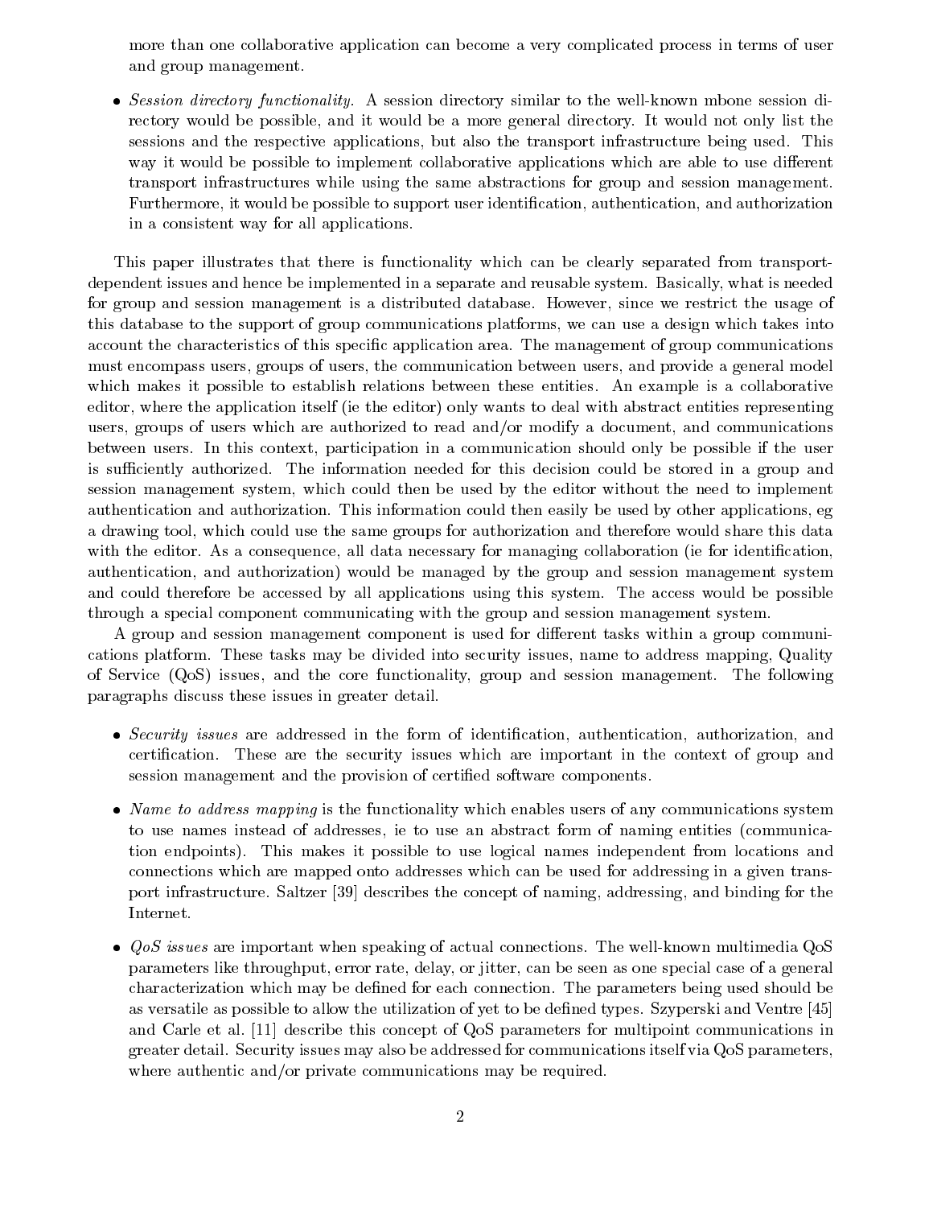more than one collaborative application can become a very complicated process in terms of user and group management.

- *Session directory functionality.* A session directory similar to the well-known mbone session directory would be possible, and it would be a more general directory. It would not only list the sessions and the respective applications, but also the transport infrastructure being used. This way it would be possible to implement collaborative applications which are able to use different transport infrastructures while using the same abstractions for group and session management. Furthermore, it would be possible to support user identification, authentication, and authorization in a consistent way for all applications.

This paper illustrates that there is functionality which can be clearly separated from transport-dependent issues and hence be implemented in a separate and reusable system. Basically, what is needed for group and session management is a distributed database. However, since we restrict the usage of this database to the support of group communications platforms, we can use a design which takes into account the characteristics of this specific application area. The management of group communications must encompass users, groups of users, the communication between users, and provide a general model which makes it possible to establish relations between these entities. An example is a collaborative editor, where the application itself (ie the editor) only wants to deal with abstract entities representing users, groups of users which are authorized to read and/or modify a document, and communications between users. In this context, participation in a communication should only be possible if the user is sufficiently authorized. The information needed for this decision could be stored in a group and session management system, which could then be used by the editor without the need to implement authentication and authorization. This information could then easily be used by other applications, eg a drawing tool, which could use the same groups for authorization and therefore would share this data with the editor. As a consequence, all data necessary for managing collaboration (ie for identification, authentication, and authorization) would be managed by the group and session management system and could therefore be accessed by all applications using this system. The access would be possible through a special component communicating with the group and session management system.

A group and session management component is used for different tasks within a group communications platform. These tasks may be divided into security issues, name to address mapping, Quality of Service (QoS) issues, and the core functionality, group and session management. The following paragraphs discuss these issues in greater detail.

- *Security issues* are addressed in the form of identification, authentication, authorization, and certification. These are the security issues which are important in the context of group and session management and the provision of certified software components.

- *Name to address mapping* is the functionality which enables users of any communications system to use names instead of addresses, ie to use an abstract form of naming entities (communication endpoints). This makes it possible to use logical names independent from locations and connections which are mapped onto addresses which can be used for addressing in a given transport infrastructure. Saltzer [39] describes the concept of naming, addressing, and binding for the Internet.

- *QoS issues* are important when speaking of actual connections. The well-known multimedia QoS parameters like throughput, error rate, delay, or jitter, can be seen as one special case of a general characterization which may be defined for each connection. The parameters being used should be as versatile as possible to allow the utilization of yet to be defined types. Szyperski and Ventre [45] and Carle et al. [11] describe this concept of QoS parameters for multipoint communications in greater detail. Security issues may also be addressed for communications itself via QoS parameters, where authentic and/or private communications may be required.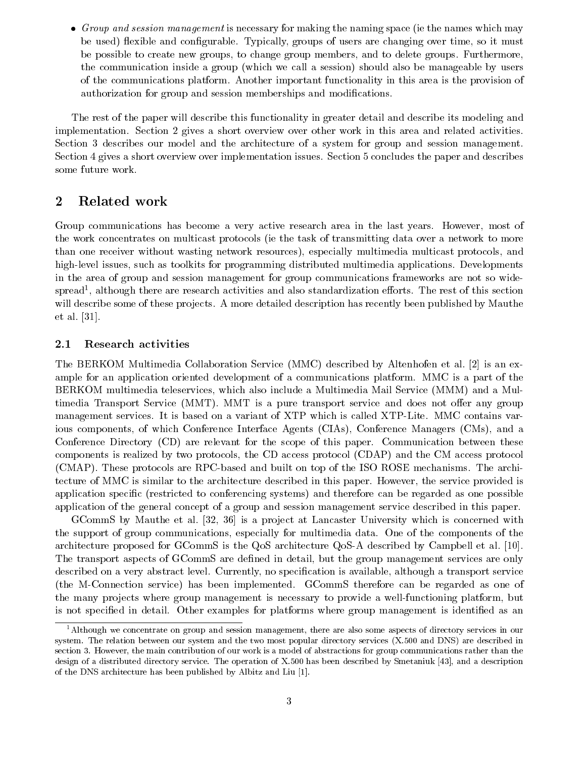- *Group and session management* is necessary for making the naming space (ie the names which may be used) flexible and configurable. Typically, groups of users are changing over time, so it must be possible to create new groups, to change group members, and to delete groups. Furthermore, the communication inside a group (which we call a session) should also be manageable by users of the communications platform. Another important functionality in this area is the provision of authorization for group and session memberships and modifications.

The rest of the paper will describe this functionality in greater detail and describe its modeling and implementation. Section 2 gives a short overview over other work in this area and related activities. Section 3 describes our model and the architecture of a system for group and session management. Section 4 gives a short overview over implementation issues. Section 5 concludes the paper and describes some future work.

## 2 Related work

Group communications has become a very active research area in the last years. However, most of the work concentrates on multicast protocols (ie the task of transmitting data over a network to more than one receiver without wasting network resources), especially multimedia multicast protocols, and high-level issues, such as toolkits for programming distributed multimedia applications. Developments in the area of group and session management for group communications frameworks are not so widespread[1], although there are research activities and also standardization efforts. The rest of this section will describe some of these projects. A more detailed description has recently been published by Mauthe et al. [31].

### 2.1 Research activities

The BERKOM Multimedia Collaboration Service (MMC) described by Altenhofen et al. [2] is an example for an application oriented development of a communications platform. MMC is a part of the BERKOM multimedia teleservices, which also include a Multimedia Mail Service (MMM) and a Multimedia Transport Service (MMT). MMT is a pure transport service and does not offer any group management services. It is based on a variant of XTP which is called XTP-Lite. MMC contains various components, of which Conference Interface Agents (CIAs), Conference Managers (CMs), and a Conference Directory (CD) are relevant for the scope of this paper. Communication between these components is realized by two protocols, the CD access protocol (CDAP) and the CM access protocol (CMAP). These protocols are RPC-based and built on top of the ISO ROSE mechanisms. The architecture of MMC is similar to the architecture described in this paper. However, the service provided is application specific (restricted to conferencing systems) and therefore can be regarded as one possible application of the general concept of a group and session management service described in this paper.

GCommS by Mauthe et al. [32, 36] is a project at Lancaster University which is concerned with the support of group communications, especially for multimedia data. One of the components of the architecture proposed for GCommS is the QoS architecture QoS-A described by Campbell et al. [10]. The transport aspects of GCommS are defined in detail, but the group management services are only described on a very abstract level. Currently, no specification is available, although a transport service (the M-Connection service) has been implemented. GCommS therefore can be regarded as one of the many projects where group management is necessary to provide a well-functioning platform, but is not specified in detail. Other examples for platforms where group management is identified as an

[1] Although we concentrate on group and session management, there are also some aspects of directory services in our system. The relation between our system and the two most popular directory services (X.500 and DNS) are described in section 3. However, the main contribution of our work is a model of abstractions for group communications rather than the design of a distributed directory service. The operation of X.500 has been described by Smetaniuk [43], and a description of the DNS architecture has been published by Albitz and Liu [1].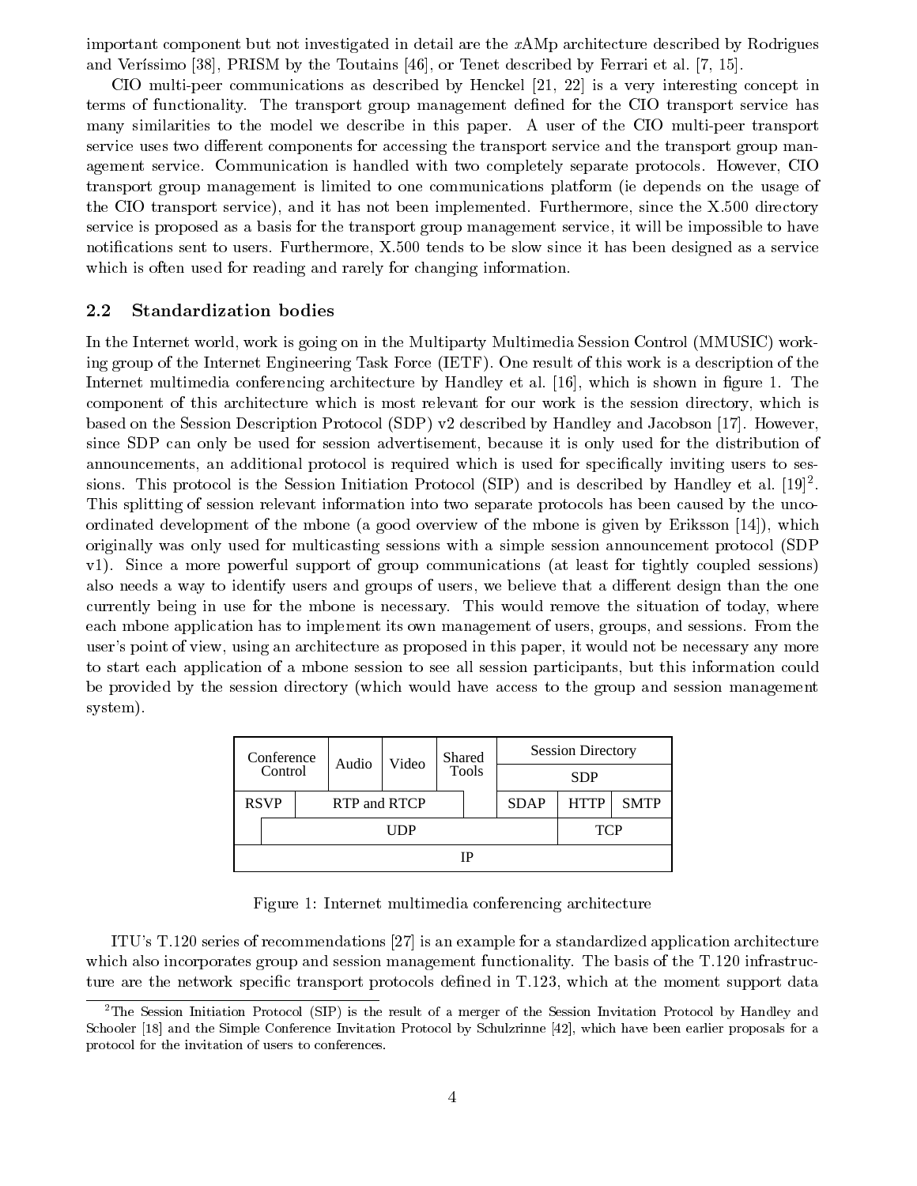important component but not investigated in detail are the *x*AMp architecture described by Rodrigues and Veríssimo [38], PRISM by the Toutains [46], or Tenet described by Ferrari et al. [7, 15].

CIO multi-peer communications as described by Henckel [21, 22] is a very interesting concept in terms of functionality. The transport group management defined for the CIO transport service has many similarities to the model we describe in this paper. A user of the CIO multi-peer transport service uses two different components for accessing the transport service and the transport group management service. Communication is handled with two completely separate protocols. However, CIO transport group management is limited to one communications platform (ie depends on the usage of the CIO transport service), and it has not been implemented. Furthermore, since the X.500 directory service is proposed as a basis for the transport group management service, it will be impossible to have notifications sent to users. Furthermore, X.500 tends to be slow since it has been designed as a service which is often used for reading and rarely for changing information.

## 2.2 Standardization bodies

In the Internet world, work is going on in the Multiparty Multimedia Session Control (MMUSIC) working group of the Internet Engineering Task Force (IETF). One result of this work is a description of the Internet multimedia conferencing architecture by Handley et al. [16], which is shown in figure 1. The component of this architecture which is most relevant for our work is the session directory, which is based on the Session Description Protocol (SDP) v2 described by Handley and Jacobson [17]. However, since SDP can only be used for session advertisement, because it is only used for the distribution of announcements, an additional protocol is required which is used for specifically inviting users to sessions. This protocol is the Session Initiation Protocol (SIP) and is described by Handley et al. [19][2]. This splitting of session relevant information into two separate protocols has been caused by the uncoordinated development of the mbone (a good overview of the mbone is given by Eriksson [14]), which originally was only used for multicasting sessions with a simple session announcement protocol (SDP v1). Since a more powerful support of group communications (at least for tightly coupled sessions) also needs a way to identify users and groups of users, we believe that a different design than the one currently being in use for the mbone is necessary. This would remove the situation of today, where each mbone application has to implement its own management of users, groups, and sessions. From the user's point of view, using an architecture as proposed in this paper, it would not be necessary any more to start each application of a mbone session to see all session participants, but this information could be provided by the session directory (which would have access to the group and session management system).

| Conference Control | Audio | Video | Shared Tools | Session Directory | | |
|---|---|---|---|---|---|---|
| | | | | SDP | | |
| RSVP | RTP and RTCP | | | SDAP | HTTP | SMTP |
| | UDP | | | | TCP | |
| IP | | | | | | |

Figure 1: Internet multimedia conferencing architecture

ITU's T.120 series of recommendations [27] is an example for a standardized application architecture which also incorporates group and session management functionality. The basis of the T.120 infrastructure are the network specific transport protocols defined in T.123, which at the moment support data

[2] The Session Initiation Protocol (SIP) is the result of a merger of the Session Invitation Protocol by Handley and Schooler [18] and the Simple Conference Invitation Protocol by Schulzrinne [42], which have been earlier proposals for a protocol for the invitation of users to conferences.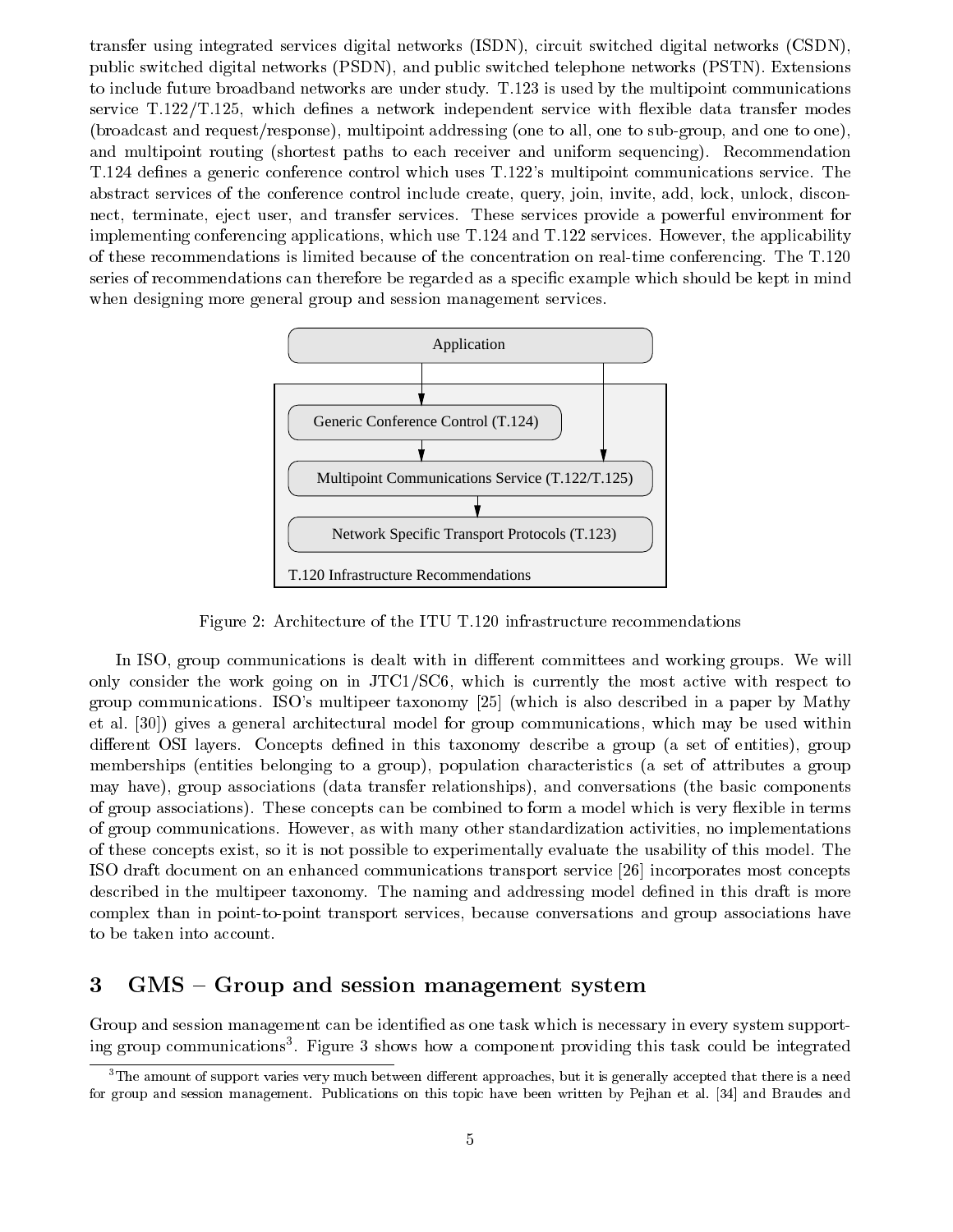transfer using integrated services digital networks (ISDN), circuit switched digital networks (CSDN), public switched digital networks (PSDN), and public switched telephone networks (PSTN). Extensions to include future broadband networks are under study. T.123 is used by the multipoint communications service T.122/T.125, which defines a network independent service with flexible data transfer modes (broadcast and request/response), multipoint addressing (one to all, one to sub-group, and one to one), and multipoint routing (shortest paths to each receiver and uniform sequencing). Recommendation T.124 defines a generic conference control which uses T.122's multipoint communications service. The abstract services of the conference control include create, query, join, invite, add, lock, unlock, disconnect, terminate, eject user, and transfer services. These services provide a powerful environment for implementing conferencing applications, which use T.124 and T.122 services. However, the applicability of these recommendations is limited because of the concentration on real-time conferencing. The T.120 series of recommendations can therefore be regarded as a specific example which should be kept in mind when designing more general group and session management services.

Application

Generic Conference Control (T.124)

Multipoint Communications Service (T.122/T.125)

Network Specific Transport Protocols (T.123)

T.120 Infrastructure Recommendations

Figure 2: Architecture of the ITU T.120 infrastructure recommendations

In ISO, group communications is dealt with in different committees and working groups. We will only consider the work going on in JTC1/SC6, which is currently the most active with respect to group communications. ISO's multipeer taxonomy [25] (which is also described in a paper by Mathy et al. [30]) gives a general architectural model for group communications, which may be used within different OSI layers. Concepts defined in this taxonomy describe a group (a set of entities), group memberships (entities belonging to a group), population characteristics (a set of attributes a group may have), group associations (data transfer relationships), and conversations (the basic components of group associations). These concepts can be combined to form a model which is very flexible in terms of group communications. However, as with many other standardization activities, no implementations of these concepts exist, so it is not possible to experimentally evaluate the usability of this model. The ISO draft document on an enhanced communications transport service [26] incorporates most concepts described in the multipeer taxonomy. The naming and addressing model defined in this draft is more complex than in point-to-point transport services, because conversations and group associations have to be taken into account.

## 3 GMS – Group and session management system

Group and session management can be identified as one task which is necessary in every system supporting group communications[3]. Figure 3 shows how a component providing this task could be integrated

[3] The amount of support varies very much between different approaches, but it is generally accepted that there is a need for group and session management. Publications on this topic have been written by Pejhan et al. [34] and Braudes and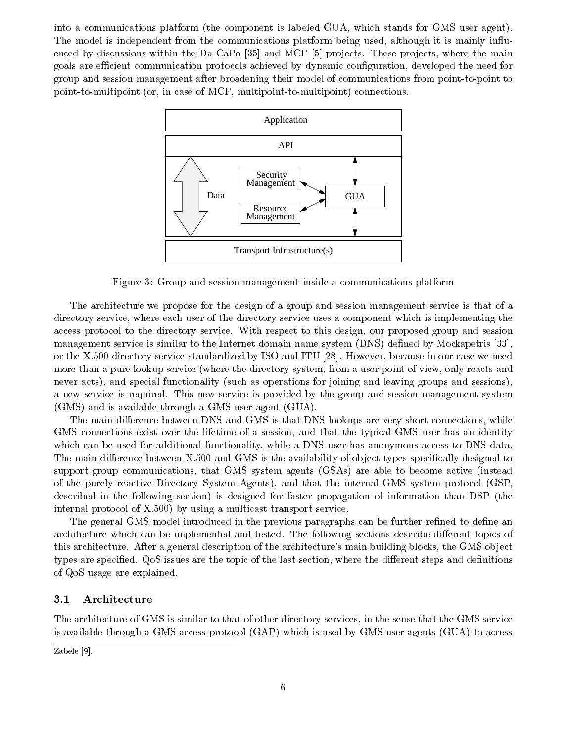into a communications platform (the component is labeled GUA, which stands for GMS user agent). The model is independent from the communications platform being used, although it is mainly influenced by discussions within the Da CaPo [35] and MCF [5] projects. These projects, where the main goals are efficient communication protocols achieved by dynamic configuration, developed the need for group and session management after broadening their model of communications from point-to-point to point-to-multipoint (or, in case of MCF, multipoint-to-multipoint) connections.

Figure 3: Group and session management inside a communications platform

The architecture we propose for the design of a group and session management service is that of a directory service, where each user of the directory service uses a component which is implementing the access protocol to the directory service. With respect to this design, our proposed group and session management service is similar to the Internet domain name system (DNS) defined by Mockapetris [33], or the X.500 directory service standardized by ISO and ITU [28]. However, because in our case we need more than a pure lookup service (where the directory system, from a user point of view, only reacts and never acts), and special functionality (such as operations for joining and leaving groups and sessions), a new service is required. This new service is provided by the group and session management system (GMS) and is available through a GMS user agent (GUA).

The main difference between DNS and GMS is that DNS lookups are very short connections, while GMS connections exist over the lifetime of a session, and that the typical GMS user has an identity which can be used for additional functionality, while a DNS user has anonymous access to DNS data. The main difference between X.500 and GMS is the availability of object types specifically designed to support group communications, that GMS system agents (GSAs) are able to become active (instead of the purely reactive Directory System Agents), and that the internal GMS system protocol (GSP, described in the following section) is designed for faster propagation of information than DSP (the internal protocol of X.500) by using a multicast transport service.

The general GMS model introduced in the previous paragraphs can be further refined to define an architecture which can be implemented and tested. The following sections describe different topics of this architecture. After a general description of the architecture's main building blocks, the GMS object types are specified. QoS issues are the topic of the last section, where the different steps and definitions of QoS usage are explained.

### 3.1 Architecture

The architecture of GMS is similar to that of other directory services, in the sense that the GMS service is available through a GMS access protocol (GAP) which is used by GMS user agents (GUA) to access

Zabele [9].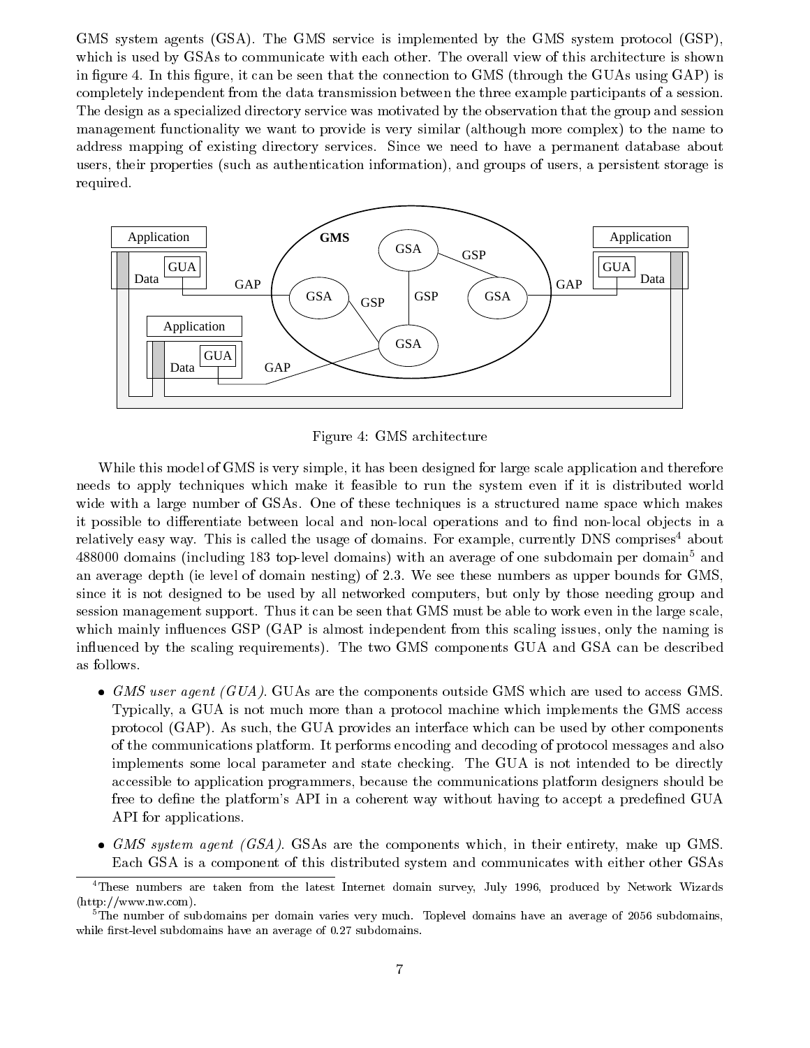GMS system agents (GSA). The GMS service is implemented by the GMS system protocol (GSP), which is used by GSAs to communicate with each other. The overall view of this architecture is shown in figure 4. In this figure, it can be seen that the connection to GMS (through the GUAs using GAP) is completely independent from the data transmission between the three example participants of a session. The design as a specialized directory service was motivated by the observation that the group and session management functionality we want to provide is very similar (although more complex) to the name to address mapping of existing directory services. Since we need to have a permanent database about users, their properties (such as authentication information), and groups of users, a persistent storage is required.

Figure 4: GMS architecture

While this model of GMS is very simple, it has been designed for large scale application and therefore needs to apply techniques which make it feasible to run the system even if it is distributed world wide with a large number of GSAs. One of these techniques is a structured name space which makes it possible to differentiate between local and non-local operations and to find non-local objects in a relatively easy way. This is called the usage of domains. For example, currently DNS comprises[4] about 488000 domains (including 183 top-level domains) with an average of one subdomain per domain[5] and an average depth (ie level of domain nesting) of 2.3. We see these numbers as upper bounds for GMS, since it is not designed to be used by all networked computers, but only by those needing group and session management support. Thus it can be seen that GMS must be able to work even in the large scale, which mainly influences GSP (GAP is almost independent from this scaling issues, only the naming is influenced by the scaling requirements). The two GMS components GUA and GSA can be described as follows.

- *GMS user agent (GUA).* GUAs are the components outside GMS which are used to access GMS. Typically, a GUA is not much more than a protocol machine which implements the GMS access protocol (GAP). As such, the GUA provides an interface which can be used by other components of the communications platform. It performs encoding and decoding of protocol messages and also implements some local parameter and state checking. The GUA is not intended to be directly accessible to application programmers, because the communications platform designers should be free to define the platform's API in a coherent way without having to accept a predefined GUA API for applications.
- *GMS system agent (GSA).* GSAs are the components which, in their entirety, make up GMS. Each GSA is a component of this distributed system and communicates with either other GSAs

[4] These numbers are taken from the latest Internet domain survey, July 1996, produced by Network Wizards (http://www.nw.com).

[5] The number of subdomains per domain varies very much. Toplevel domains have an average of 2056 subdomains, while first-level subdomains have an average of 0.27 subdomains.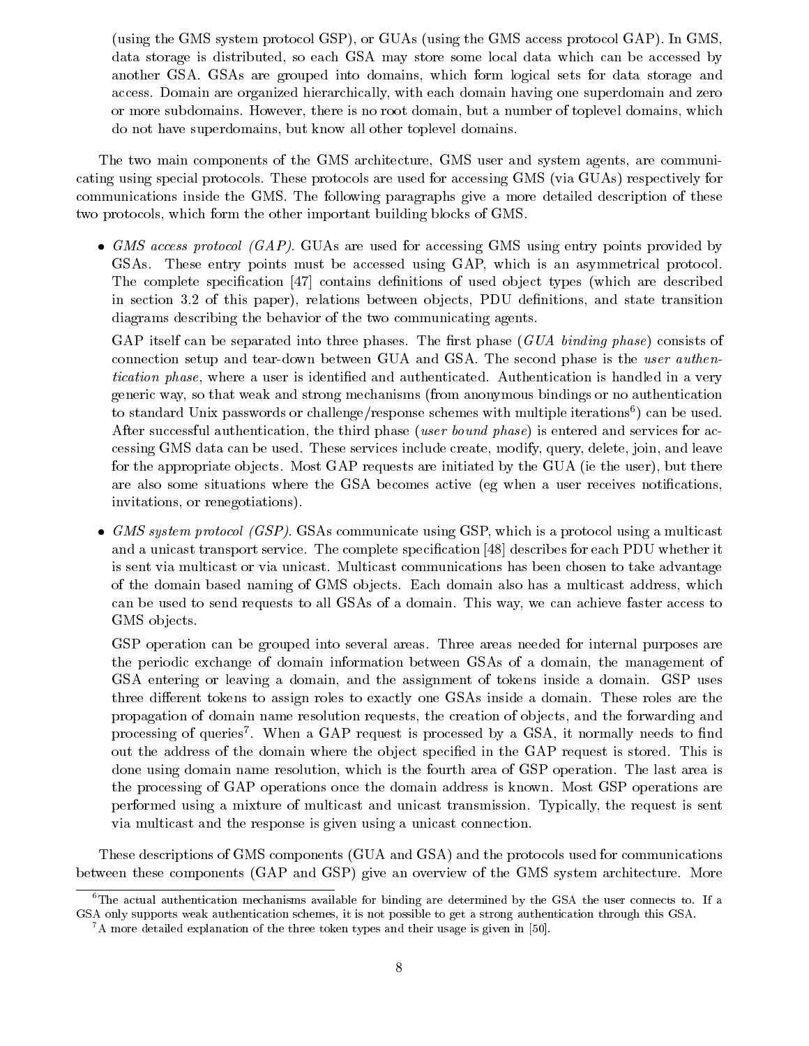(using the GMS system protocol GSP), or GUAs (using the GMS access protocol GAP). In GMS, data storage is distributed, so each GSA may store some local data which can be accessed by another GSA. GSAs are grouped into domains, which form logical sets for data storage and access. Domain are organized hierarchically, with each domain having one superdomain and zero or more subdomains. However, there is no root domain, but a number of toplevel domains, which do not have superdomains, but know all other toplevel domains.

The two main components of the GMS architecture, GMS user and system agents, are communicating using special protocols. These protocols are used for accessing GMS (via GUAs) respectively for communications inside the GMS. The following paragraphs give a more detailed description of these two protocols, which form the other important building blocks of GMS.

- *GMS access protocol (GAP).* GUAs are used for accessing GMS using entry points provided by GSAs. These entry points must be accessed using GAP, which is an asymmetrical protocol. The complete specification [47] contains definitions of used object types (which are described in section 3.2 of this paper), relations between objects, PDU definitions, and state transition diagrams describing the behavior of the two communicating agents.

  GAP itself can be separated into three phases. The first phase (*GUA binding phase*) consists of connection setup and tear-down between GUA and GSA. The second phase is the *user authentication phase*, where a user is identified and authenticated. Authentication is handled in a very generic way, so that weak and strong mechanisms (from anonymous bindings or no authentication to standard Unix passwords or challenge/response schemes with multiple iterations[6]) can be used. After successful authentication, the third phase (*user bound phase*) is entered and services for accessing GMS data can be used. These services include create, modify, query, delete, join, and leave for the appropriate objects. Most GAP requests are initiated by the GUA (ie the user), but there are also some situations where the GSA becomes active (eg when a user receives notifications, invitations, or renegotiations).

- *GMS system protocol (GSP).* GSAs communicate using GSP, which is a protocol using a multicast and a unicast transport service. The complete specification [48] describes for each PDU whether it is sent via multicast or via unicast. Multicast communications has been chosen to take advantage of the domain based naming of GMS objects. Each domain also has a multicast address, which can be used to send requests to all GSAs of a domain. This way, we can achieve faster access to GMS objects.

  GSP operation can be grouped into several areas. Three areas needed for internal purposes are the periodic exchange of domain information between GSAs of a domain, the management of GSA entering or leaving a domain, and the assignment of tokens inside a domain. GSP uses three different tokens to assign roles to exactly one GSAs inside a domain. These roles are the propagation of domain name resolution requests, the creation of objects, and the forwarding and processing of queries[7]. When a GAP request is processed by a GSA, it normally needs to find out the address of the domain where the object specified in the GAP request is stored. This is done using domain name resolution, which is the fourth area of GSP operation. The last area is the processing of GAP operations once the domain address is known. Most GSP operations are performed using a mixture of multicast and unicast transmission. Typically, the request is sent via multicast and the response is given using a unicast connection.

These descriptions of GMS components (GUA and GSA) and the protocols used for communications between these components (GAP and GSP) give an overview of the GMS system architecture. More

---

[6] The actual authentication mechanisms available for binding are determined by the GSA the user connects to. If a GSA only supports weak authentication schemes, it is not possible to get a strong authentication through this GSA.

[7] A more detailed explanation of the three token types and their usage is given in [50].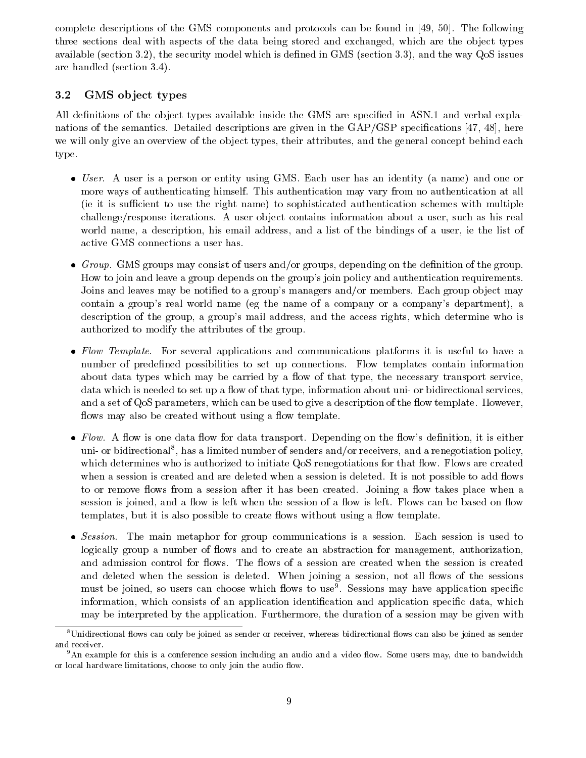complete descriptions of the GMS components and protocols can be found in [49, 50]. The following three sections deal with aspects of the data being stored and exchanged, which are the object types available (section 3.2), the security model which is defined in GMS (section 3.3), and the way QoS issues are handled (section 3.4).

### 3.2 GMS object types

All definitions of the object types available inside the GMS are specified in ASN.1 and verbal explanations of the semantics. Detailed descriptions are given in the GAP/GSP specifications [47, 48], here we will only give an overview of the object types, their attributes, and the general concept behind each type.

- *User.* A user is a person or entity using GMS. Each user has an identity (a name) and one or more ways of authenticating himself. This authentication may vary from no authentication at all (ie it is sufficient to use the right name) to sophisticated authentication schemes with multiple challenge/response iterations. A user object contains information about a user, such as his real world name, a description, his email address, and a list of the bindings of a user, ie the list of active GMS connections a user has.

- *Group.* GMS groups may consist of users and/or groups, depending on the definition of the group. How to join and leave a group depends on the group's join policy and authentication requirements. Joins and leaves may be notified to a group's managers and/or members. Each group object may contain a group's real world name (eg the name of a company or a company's department), a description of the group, a group's mail address, and the access rights, which determine who is authorized to modify the attributes of the group.

- *Flow Template.* For several applications and communications platforms it is useful to have a number of predefined possibilities to set up connections. Flow templates contain information about data types which may be carried by a flow of that type, the necessary transport service, data which is needed to set up a flow of that type, information about uni- or bidirectional services, and a set of QoS parameters, which can be used to give a description of the flow template. However, flows may also be created without using a flow template.

- *Flow.* A flow is one data flow for data transport. Depending on the flow's definition, it is either uni- or bidirectional[8], has a limited number of senders and/or receivers, and a renegotiation policy, which determines who is authorized to initiate QoS renegotiations for that flow. Flows are created when a session is created and are deleted when a session is deleted. It is not possible to add flows to or remove flows from a session after it has been created. Joining a flow takes place when a session is joined, and a flow is left when the session of a flow is left. Flows can be based on flow templates, but it is also possible to create flows without using a flow template.

- *Session.* The main metaphor for group communications is a session. Each session is used to logically group a number of flows and to create an abstraction for management, authorization, and admission control for flows. The flows of a session are created when the session is created and deleted when the session is deleted. When joining a session, not all flows of the sessions must be joined, so users can choose which flows to use[9]. Sessions may have application specific information, which consists of an application identification and application specific data, which may be interpreted by the application. Furthermore, the duration of a session may be given with

[8] Unidirectional flows can only be joined as sender or receiver, whereas bidirectional flows can also be joined as sender and receiver.

[9] An example for this is a conference session including an audio and a video flow. Some users may, due to bandwidth or local hardware limitations, choose to only join the audio flow.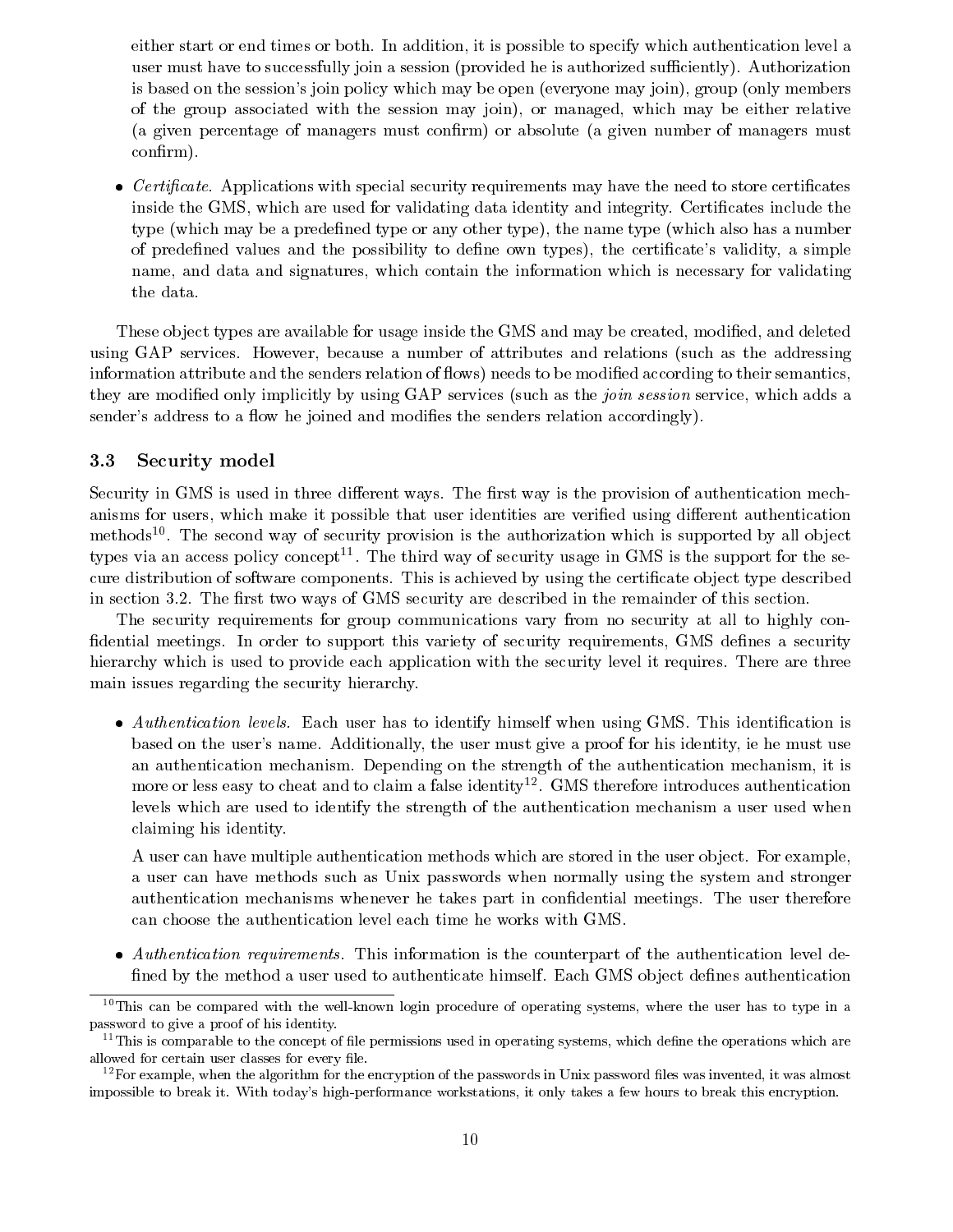either start or end times or both. In addition, it is possible to specify which authentication level a user must have to successfully join a session (provided he is authorized sufficiently). Authorization is based on the session's join policy which may be open (everyone may join), group (only members of the group associated with the session may join), or managed, which may be either relative (a given percentage of managers must confirm) or absolute (a given number of managers must confirm).

- *Certificate.* Applications with special security requirements may have the need to store certificates inside the GMS, which are used for validating data identity and integrity. Certificates include the type (which may be a predefined type or any other type), the name type (which also has a number of predefined values and the possibility to define own types), the certificate's validity, a simple name, and data and signatures, which contain the information which is necessary for validating the data.

These object types are available for usage inside the GMS and may be created, modified, and deleted using GAP services. However, because a number of attributes and relations (such as the addressing information attribute and the senders relation of flows) needs to be modified according to their semantics, they are modified only implicitly by using GAP services (such as the *join session* service, which adds a sender's address to a flow he joined and modifies the senders relation accordingly).

### 3.3 Security model

Security in GMS is used in three different ways. The first way is the provision of authentication mechanisms for users, which make it possible that user identities are verified using different authentication methods[10]. The second way of security provision is the authorization which is supported by all object types via an access policy concept[11]. The third way of security usage in GMS is the support for the secure distribution of software components. This is achieved by using the certificate object type described in section 3.2. The first two ways of GMS security are described in the remainder of this section.

The security requirements for group communications vary from no security at all to highly confidential meetings. In order to support this variety of security requirements, GMS defines a security hierarchy which is used to provide each application with the security level it requires. There are three main issues regarding the security hierarchy.

- *Authentication levels.* Each user has to identify himself when using GMS. This identification is based on the user's name. Additionally, the user must give a proof for his identity, ie he must use an authentication mechanism. Depending on the strength of the authentication mechanism, it is more or less easy to cheat and to claim a false identity[12]. GMS therefore introduces authentication levels which are used to identify the strength of the authentication mechanism a user used when claiming his identity.

  A user can have multiple authentication methods which are stored in the user object. For example, a user can have methods such as Unix passwords when normally using the system and stronger authentication mechanisms whenever he takes part in confidential meetings. The user therefore can choose the authentication level each time he works with GMS.

- *Authentication requirements.* This information is the counterpart of the authentication level defined by the method a user used to authenticate himself. Each GMS object defines authentication

[10] This can be compared with the well-known login procedure of operating systems, where the user has to type in a password to give a proof of his identity.

[11] This is comparable to the concept of file permissions used in operating systems, which define the operations which are allowed for certain user classes for every file.

[12] For example, when the algorithm for the encryption of the passwords in Unix password files was invented, it was almost impossible to break it. With today's high-performance workstations, it only takes a few hours to break this encryption.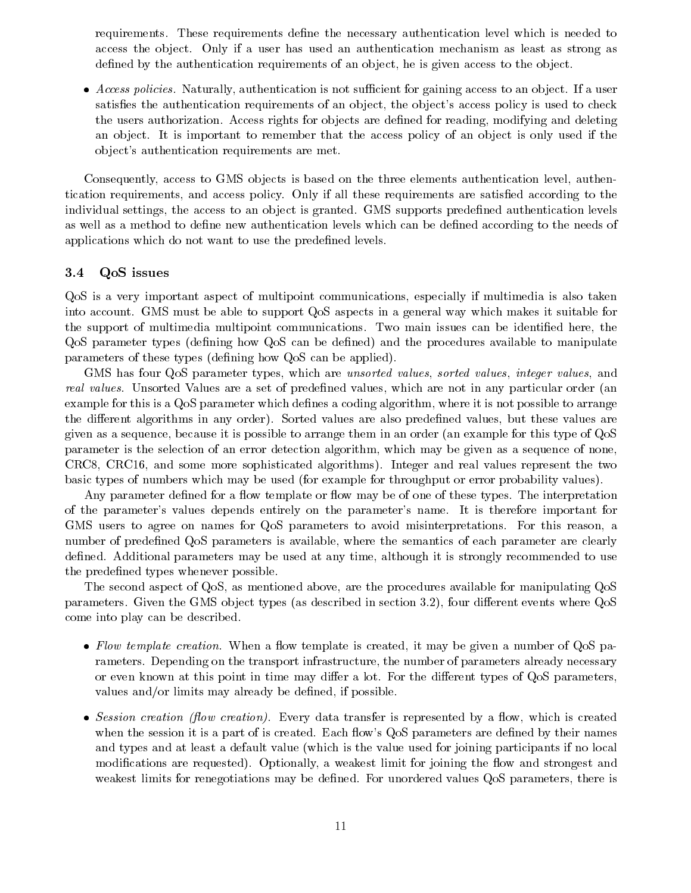requirements. These requirements define the necessary authentication level which is needed to access the object. Only if a user has used an authentication mechanism as least as strong as defined by the authentication requirements of an object, he is given access to the object.

- *Access policies.* Naturally, authentication is not sufficient for gaining access to an object. If a user satisfies the authentication requirements of an object, the object's access policy is used to check the users authorization. Access rights for objects are defined for reading, modifying and deleting an object. It is important to remember that the access policy of an object is only used if the object's authentication requirements are met.

Consequently, access to GMS objects is based on the three elements authentication level, authentication requirements, and access policy. Only if all these requirements are satisfied according to the individual settings, the access to an object is granted. GMS supports predefined authentication levels as well as a method to define new authentication levels which can be defined according to the needs of applications which do not want to use the predefined levels.

### 3.4 QoS issues

QoS is a very important aspect of multipoint communications, especially if multimedia is also taken into account. GMS must be able to support QoS aspects in a general way which makes it suitable for the support of multimedia multipoint communications. Two main issues can be identified here, the QoS parameter types (defining how QoS can be defined) and the procedures available to manipulate parameters of these types (defining how QoS can be applied).

GMS has four QoS parameter types, which are *unsorted values*, *sorted values*, *integer values*, and *real values*. Unsorted Values are a set of predefined values, which are not in any particular order (an example for this is a QoS parameter which defines a coding algorithm, where it is not possible to arrange the different algorithms in any order). Sorted values are also predefined values, but these values are given as a sequence, because it is possible to arrange them in an order (an example for this type of QoS parameter is the selection of an error detection algorithm, which may be given as a sequence of none, CRC8, CRC16, and some more sophisticated algorithms). Integer and real values represent the two basic types of numbers which may be used (for example for throughput or error probability values).

Any parameter defined for a flow template or flow may be of one of these types. The interpretation of the parameter's values depends entirely on the parameter's name. It is therefore important for GMS users to agree on names for QoS parameters to avoid misinterpretations. For this reason, a number of predefined QoS parameters is available, where the semantics of each parameter are clearly defined. Additional parameters may be used at any time, although it is strongly recommended to use the predefined types whenever possible.

The second aspect of QoS, as mentioned above, are the procedures available for manipulating QoS parameters. Given the GMS object types (as described in section 3.2), four different events where QoS come into play can be described.

- *Flow template creation.* When a flow template is created, it may be given a number of QoS parameters. Depending on the transport infrastructure, the number of parameters already necessary or even known at this point in time may differ a lot. For the different types of QoS parameters, values and/or limits may already be defined, if possible.

- *Session creation (flow creation).* Every data transfer is represented by a flow, which is created when the session it is a part of is created. Each flow's QoS parameters are defined by their names and types and at least a default value (which is the value used for joining participants if no local modifications are requested). Optionally, a weakest limit for joining the flow and strongest and weakest limits for renegotiations may be defined. For unordered values QoS parameters, there is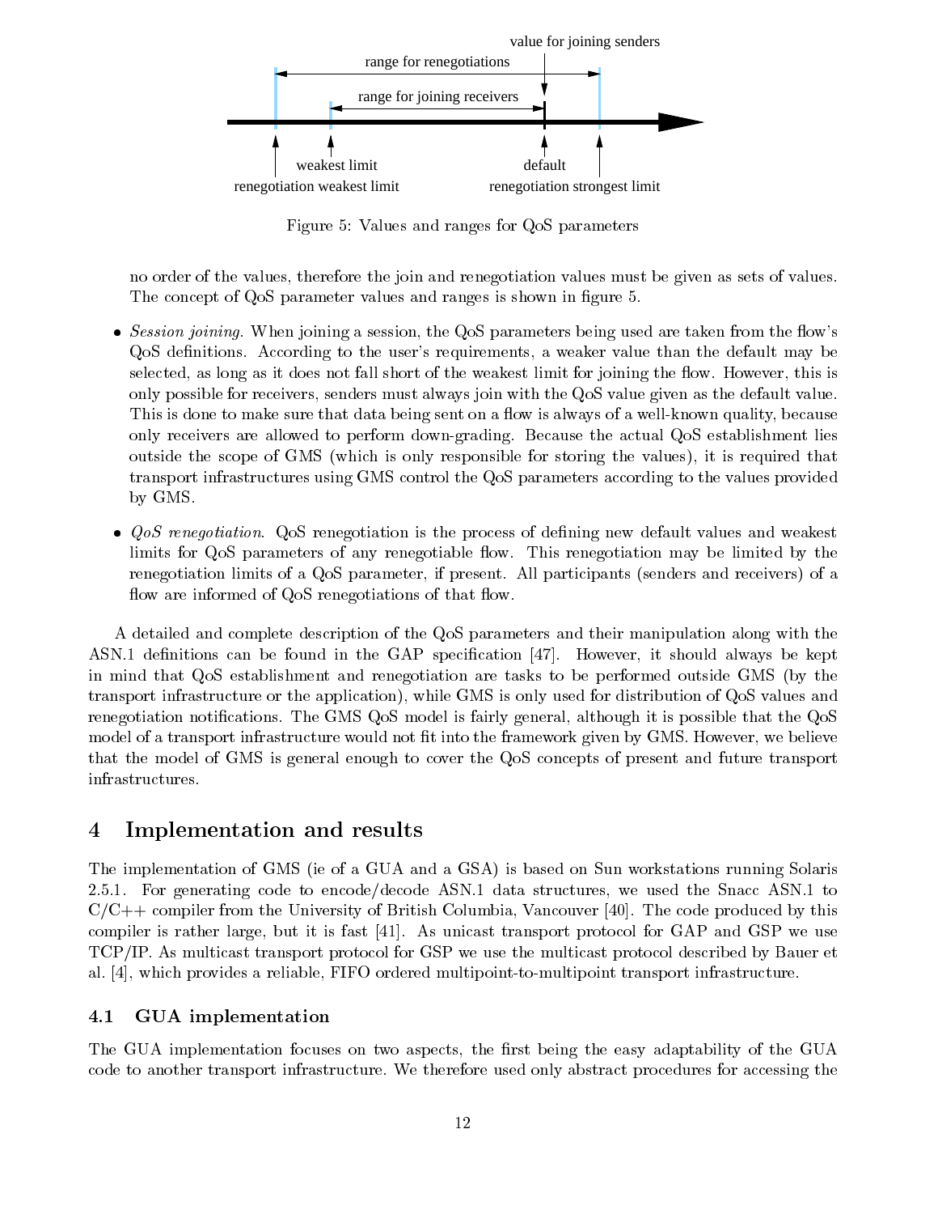Figure 5: Values and ranges for QoS parameters

no order of the values, therefore the join and renegotiation values must be given as sets of values. The concept of QoS parameter values and ranges is shown in figure 5.

- *Session joining*. When joining a session, the QoS parameters being used are taken from the flow's QoS definitions. According to the user's requirements, a weaker value than the default may be selected, as long as it does not fall short of the weakest limit for joining the flow. However, this is only possible for receivers, senders must always join with the QoS value given as the default value. This is done to make sure that data being sent on a flow is always of a well-known quality, because only receivers are allowed to perform down-grading. Because the actual QoS establishment lies outside the scope of GMS (which is only responsible for storing the values), it is required that transport infrastructures using GMS control the QoS parameters according to the values provided by GMS.
- *QoS renegotiation*. QoS renegotiation is the process of defining new default values and weakest limits for QoS parameters of any renegotiable flow. This renegotiation may be limited by the renegotiation limits of a QoS parameter, if present. All participants (senders and receivers) of a flow are informed of QoS renegotiations of that flow.

A detailed and complete description of the QoS parameters and their manipulation along with the ASN.1 definitions can be found in the GAP specification [47]. However, it should always be kept in mind that QoS establishment and renegotiation are tasks to be performed outside GMS (by the transport infrastructure or the application), while GMS is only used for distribution of QoS values and renegotiation notifications. The GMS QoS model is fairly general, although it is possible that the QoS model of a transport infrastructure would not fit into the framework given by GMS. However, we believe that the model of GMS is general enough to cover the QoS concepts of present and future transport infrastructures.

## 4 Implementation and results

The implementation of GMS (ie of a GUA and a GSA) is based on Sun workstations running Solaris 2.5.1. For generating code to encode/decode ASN.1 data structures, we used the Snacc ASN.1 to C/C++ compiler from the University of British Columbia, Vancouver [40]. The code produced by this compiler is rather large, but it is fast [41]. As unicast transport protocol for GAP and GSP we use TCP/IP. As multicast transport protocol for GSP we use the multicast protocol described by Bauer et al. [4], which provides a reliable, FIFO ordered multipoint-to-multipoint transport infrastructure.

### 4.1 GUA implementation

The GUA implementation focuses on two aspects, the first being the easy adaptability of the GUA code to another transport infrastructure. We therefore used only abstract procedures for accessing the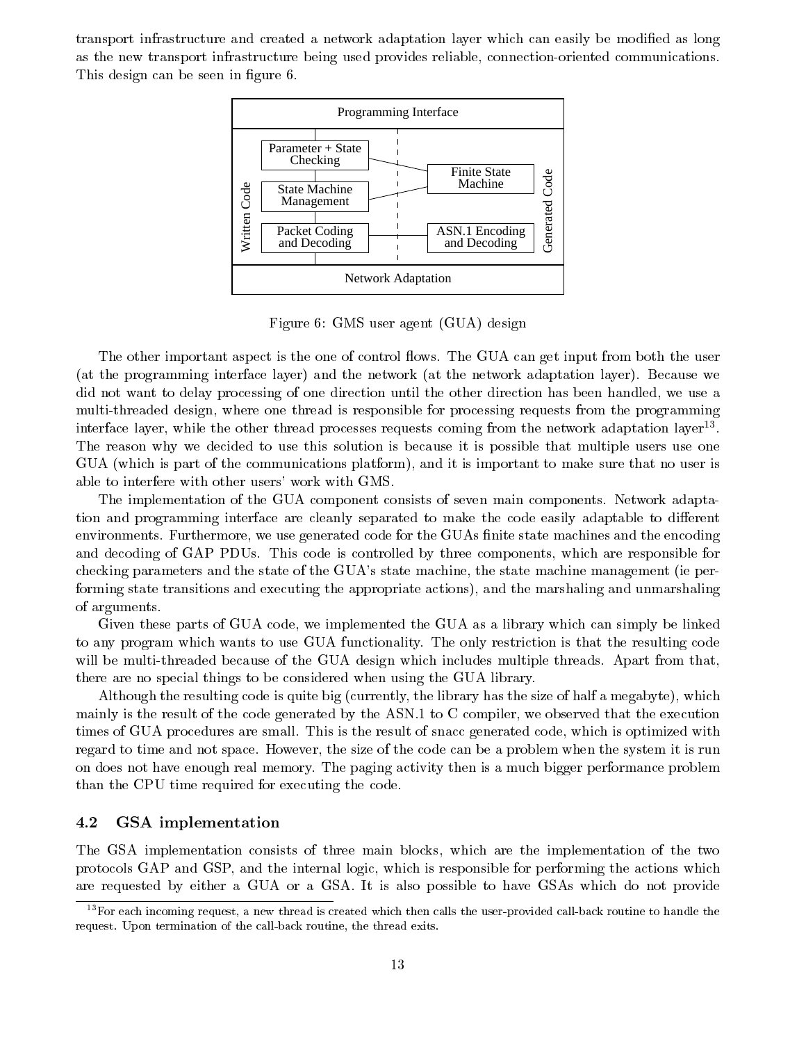transport infrastructure and created a network adaptation layer which can easily be modified as long as the new transport infrastructure being used provides reliable, connection-oriented communications. This design can be seen in figure 6.

Figure 6: GMS user agent (GUA) design

The other important aspect is the one of control flows. The GUA can get input from both the user (at the programming interface layer) and the network (at the network adaptation layer). Because we did not want to delay processing of one direction until the other direction has been handled, we use a multi-threaded design, where one thread is responsible for processing requests from the programming interface layer, while the other thread processes requests coming from the network adaptation layer[13]. The reason why we decided to use this solution is because it is possible that multiple users use one GUA (which is part of the communications platform), and it is important to make sure that no user is able to interfere with other users' work with GMS.

The implementation of the GUA component consists of seven main components. Network adaptation and programming interface are cleanly separated to make the code easily adaptable to different environments. Furthermore, we use generated code for the GUAs finite state machines and the encoding and decoding of GAP PDUs. This code is controlled by three components, which are responsible for checking parameters and the state of the GUA's state machine, the state machine management (ie performing state transitions and executing the appropriate actions), and the marshaling and unmarshaling of arguments.

Given these parts of GUA code, we implemented the GUA as a library which can simply be linked to any program which wants to use GUA functionality. The only restriction is that the resulting code will be multi-threaded because of the GUA design which includes multiple threads. Apart from that, there are no special things to be considered when using the GUA library.

Although the resulting code is quite big (currently, the library has the size of half a megabyte), which mainly is the result of the code generated by the ASN.1 to C compiler, we observed that the execution times of GUA procedures are small. This is the result of snacc generated code, which is optimized with regard to time and not space. However, the size of the code can be a problem when the system it is run on does not have enough real memory. The paging activity then is a much bigger performance problem than the CPU time required for executing the code.

## 4.2 GSA implementation

The GSA implementation consists of three main blocks, which are the implementation of the two protocols GAP and GSP, and the internal logic, which is responsible for performing the actions which are requested by either a GUA or a GSA. It is also possible to have GSAs which do not provide

[13] For each incoming request, a new thread is created which then calls the user-provided call-back routine to handle the request. Upon termination of the call-back routine, the thread exits.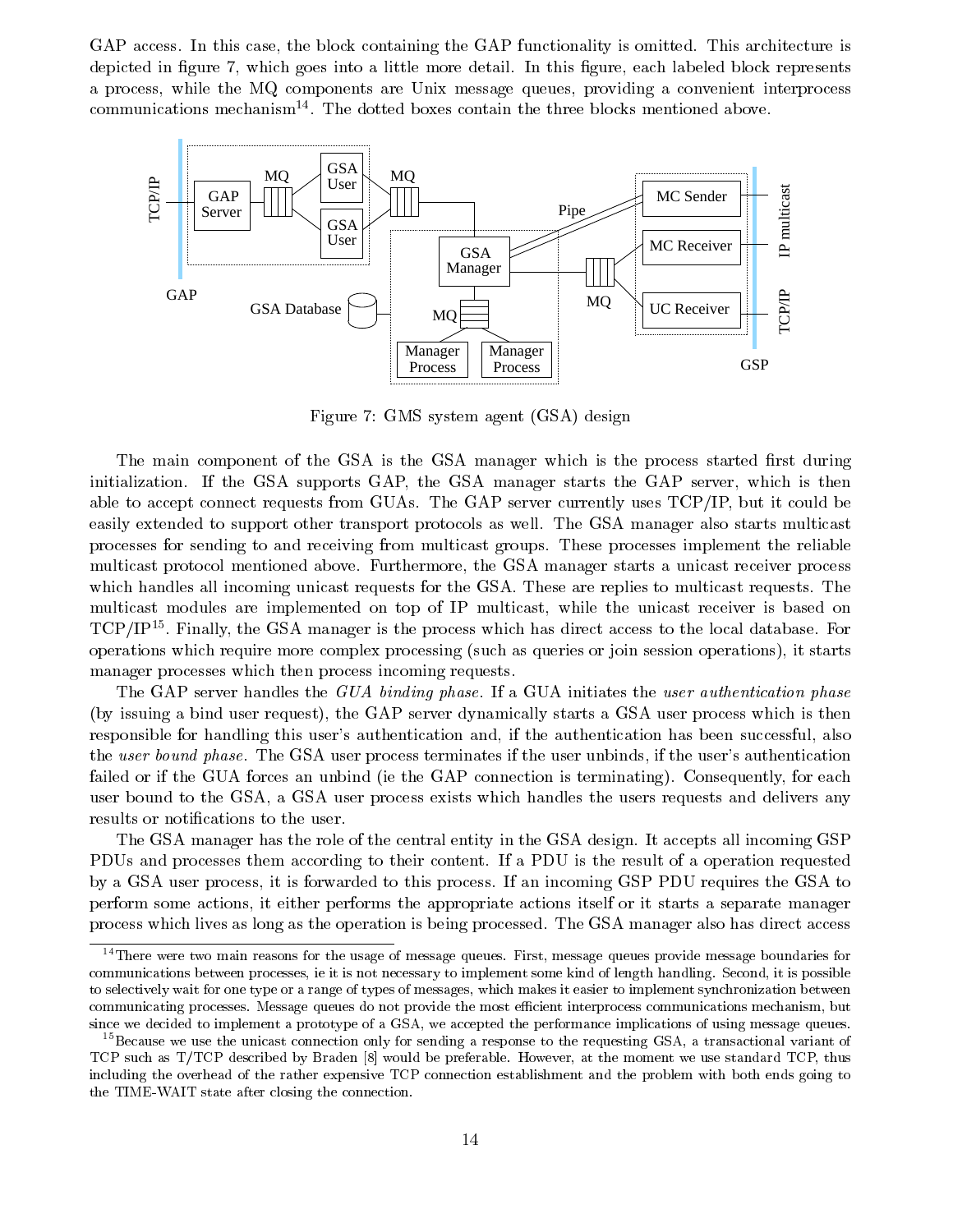GAP access. In this case, the block containing the GAP functionality is omitted. This architecture is depicted in figure 7, which goes into a little more detail. In this figure, each labeled block represents a process, while the MQ components are Unix message queues, providing a convenient interprocess communications mechanism[14]. The dotted boxes contain the three blocks mentioned above.

Figure 7: GMS system agent (GSA) design

The main component of the GSA is the GSA manager which is the process started first during initialization. If the GSA supports GAP, the GSA manager starts the GAP server, which is then able to accept connect requests from GUAs. The GAP server currently uses TCP/IP, but it could be easily extended to support other transport protocols as well. The GSA manager also starts multicast processes for sending to and receiving from multicast groups. These processes implement the reliable multicast protocol mentioned above. Furthermore, the GSA manager starts a unicast receiver process which handles all incoming unicast requests for the GSA. These are replies to multicast requests. The multicast modules are implemented on top of IP multicast, while the unicast receiver is based on TCP/IP[15]. Finally, the GSA manager is the process which has direct access to the local database. For operations which require more complex processing (such as queries or join session operations), it starts manager processes which then process incoming requests.

The GAP server handles the *GUA binding phase*. If a GUA initiates the *user authentication phase* (by issuing a bind user request), the GAP server dynamically starts a GSA user process which is then responsible for handling this user's authentication and, if the authentication has been successful, also the *user bound phase*. The GSA user process terminates if the user unbinds, if the user's authentication failed or if the GUA forces an unbind (ie the GAP connection is terminating). Consequently, for each user bound to the GSA, a GSA user process exists which handles the users requests and delivers any results or notifications to the user.

The GSA manager has the role of the central entity in the GSA design. It accepts all incoming GSP PDUs and processes them according to their content. If a PDU is the result of a operation requested by a GSA user process, it is forwarded to this process. If an incoming GSP PDU requires the GSA to perform some actions, it either performs the appropriate actions itself or it starts a separate manager process which lives as long as the operation is being processed. The GSA manager also has direct access

[14] There were two main reasons for the usage of message queues. First, message queues provide message boundaries for communications between processes, ie it is not necessary to implement some kind of length handling. Second, it is possible to selectively wait for one type or a range of types of messages, which makes it easier to implement synchronization between communicating processes. Message queues do not provide the most efficient interprocess communications mechanism, but since we decided to implement a prototype of a GSA, we accepted the performance implications of using message queues.

[15] Because we use the unicast connection only for sending a response to the requesting GSA, a transactional variant of TCP such as T/TCP described by Braden [8] would be preferable. However, at the moment we use standard TCP, thus including the overhead of the rather expensive TCP connection establishment and the problem with both ends going to the TIME-WAIT state after closing the connection.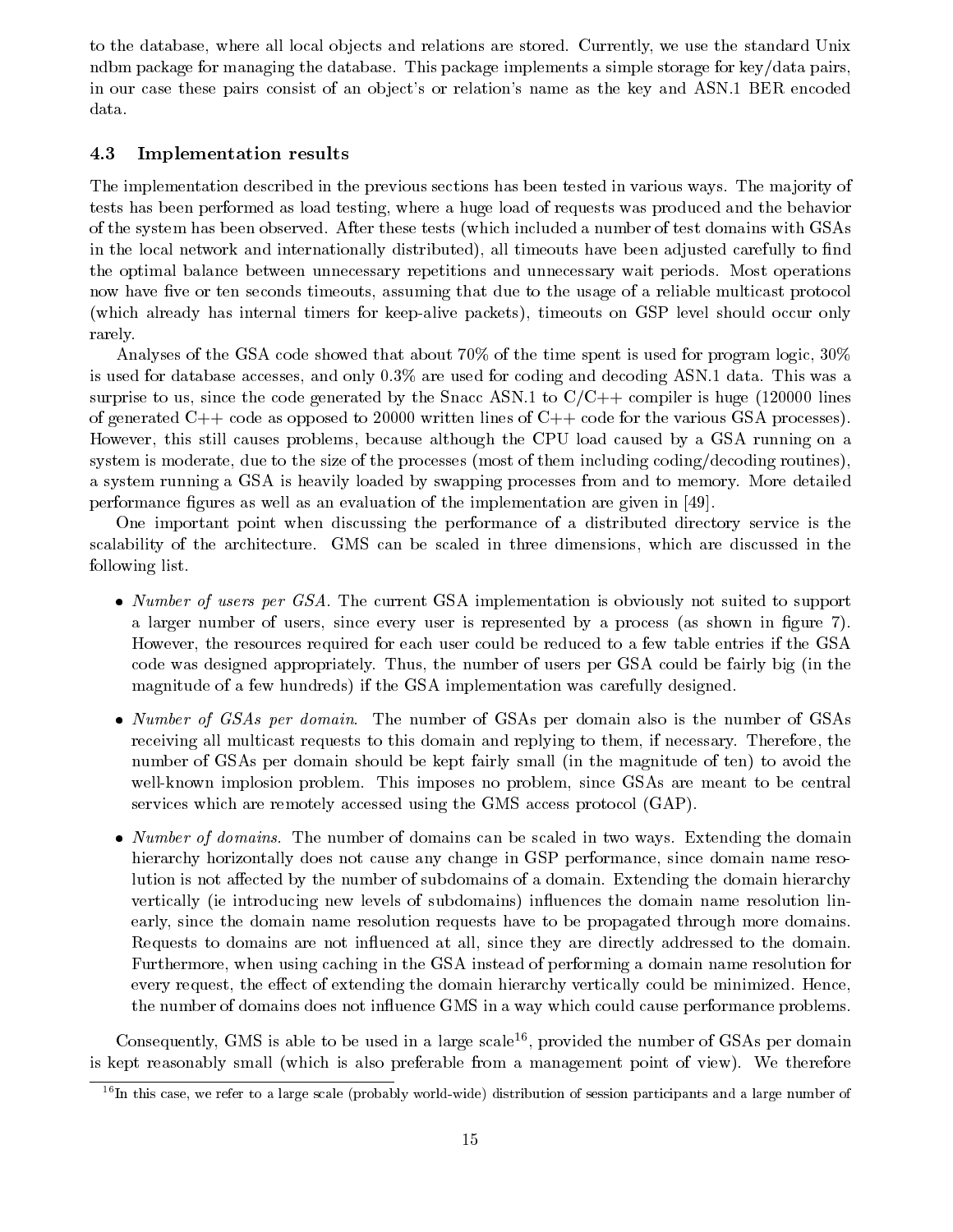to the database, where all local objects and relations are stored. Currently, we use the standard Unix ndbm package for managing the database. This package implements a simple storage for key/data pairs, in our case these pairs consist of an object's or relation's name as the key and ASN.1 BER encoded data.

### 4.3 Implementation results

The implementation described in the previous sections has been tested in various ways. The majority of tests has been performed as load testing, where a huge load of requests was produced and the behavior of the system has been observed. After these tests (which included a number of test domains with GSAs in the local network and internationally distributed), all timeouts have been adjusted carefully to find the optimal balance between unnecessary repetitions and unnecessary wait periods. Most operations now have five or ten seconds timeouts, assuming that due to the usage of a reliable multicast protocol (which already has internal timers for keep-alive packets), timeouts on GSP level should occur only rarely.

Analyses of the GSA code showed that about 70% of the time spent is used for program logic, 30% is used for database accesses, and only 0.3% are used for coding and decoding ASN.1 data. This was a surprise to us, since the code generated by the Snacc ASN.1 to C/C++ compiler is huge (120000 lines of generated C++ code as opposed to 20000 written lines of C++ code for the various GSA processes). However, this still causes problems, because although the CPU load caused by a GSA running on a system is moderate, due to the size of the processes (most of them including coding/decoding routines), a system running a GSA is heavily loaded by swapping processes from and to memory. More detailed performance figures as well as an evaluation of the implementation are given in [49].

One important point when discussing the performance of a distributed directory service is the scalability of the architecture. GMS can be scaled in three dimensions, which are discussed in the following list.

- *Number of users per GSA.* The current GSA implementation is obviously not suited to support a larger number of users, since every user is represented by a process (as shown in figure 7). However, the resources required for each user could be reduced to a few table entries if the GSA code was designed appropriately. Thus, the number of users per GSA could be fairly big (in the magnitude of a few hundreds) if the GSA implementation was carefully designed.
- *Number of GSAs per domain.* The number of GSAs per domain also is the number of GSAs receiving all multicast requests to this domain and replying to them, if necessary. Therefore, the number of GSAs per domain should be kept fairly small (in the magnitude of ten) to avoid the well-known implosion problem. This imposes no problem, since GSAs are meant to be central services which are remotely accessed using the GMS access protocol (GAP).
- *Number of domains.* The number of domains can be scaled in two ways. Extending the domain hierarchy horizontally does not cause any change in GSP performance, since domain name resolution is not affected by the number of subdomains of a domain. Extending the domain hierarchy vertically (ie introducing new levels of subdomains) influences the domain name resolution linearly, since the domain name resolution requests have to be propagated through more domains. Requests to domains are not influenced at all, since they are directly addressed to the domain. Furthermore, when using caching in the GSA instead of performing a domain name resolution for every request, the effect of extending the domain hierarchy vertically could be minimized. Hence, the number of domains does not influence GMS in a way which could cause performance problems.

Consequently, GMS is able to be used in a large scale[16], provided the number of GSAs per domain is kept reasonably small (which is also preferable from a management point of view). We therefore

[16] In this case, we refer to a large scale (probably world-wide) distribution of session participants and a large number of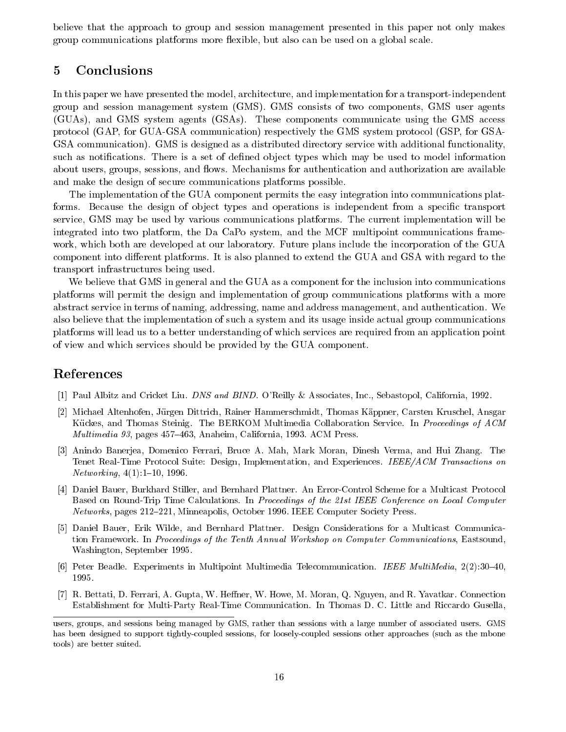believe that the approach to group and session management presented in this paper not only makes group communications platforms more flexible, but also can be used on a global scale.

## 5 Conclusions

In this paper we have presented the model, architecture, and implementation for a transport-independent group and session management system (GMS). GMS consists of two components, GMS user agents (GUAs), and GMS system agents (GSAs). These components communicate using the GMS access protocol (GAP, for GUA-GSA communication) respectively the GMS system protocol (GSP, for GSA-GSA communication). GMS is designed as a distributed directory service with additional functionality, such as notifications. There is a set of defined object types which may be used to model information about users, groups, sessions, and flows. Mechanisms for authentication and authorization are available and make the design of secure communications platforms possible.

The implementation of the GUA component permits the easy integration into communications platforms. Because the design of object types and operations is independent from a specific transport service, GMS may be used by various communications platforms. The current implementation will be integrated into two platform, the Da CaPo system, and the MCF multipoint communications framework, which both are developed at our laboratory. Future plans include the incorporation of the GUA component into different platforms. It is also planned to extend the GUA and GSA with regard to the transport infrastructures being used.

We believe that GMS in general and the GUA as a component for the inclusion into communications platforms will permit the design and implementation of group communications platforms with a more abstract service in terms of naming, addressing, name and address management, and authentication. We also believe that the implementation of such a system and its usage inside actual group communications platforms will lead us to a better understanding of which services are required from an application point of view and which services should be provided by the GUA component.

## References

[1] Paul Albitz and Cricket Liu. *DNS and BIND*. O'Reilly & Associates, Inc., Sebastopol, California, 1992.

[2] Michael Altenhofen, Jürgen Dittrich, Rainer Hammerschmidt, Thomas Käppner, Carsten Kruschel, Ansgar Kückes, and Thomas Steinig. The BERKOM Multimedia Collaboration Service. In *Proceedings of ACM Multimedia 93*, pages 457–463, Anaheim, California, 1993. ACM Press.

[3] Anindo Banerjea, Domenico Ferrari, Bruce A. Mah, Mark Moran, Dinesh Verma, and Hui Zhang. The Tenet Real-Time Protocol Suite: Design, Implementation, and Experiences. *IEEE/ACM Transactions on Networking*, 4(1):1–10, 1996.

[4] Daniel Bauer, Burkhard Stiller, and Bernhard Plattner. An Error-Control Scheme for a Multicast Protocol Based on Round-Trip Time Calculations. In *Proceedings of the 21st IEEE Conference on Local Computer Networks*, pages 212–221, Minneapolis, October 1996. IEEE Computer Society Press.

[5] Daniel Bauer, Erik Wilde, and Bernhard Plattner. Design Considerations for a Multicast Communication Framework. In *Proceedings of the Tenth Annual Workshop on Computer Communications*, Eastsound, Washington, September 1995.

[6] Peter Beadle. Experiments in Multipoint Multimedia Telecommunication. *IEEE MultiMedia*, 2(2):30–40, 1995.

[7] R. Bettati, D. Ferrari, A. Gupta, W. Heffner, W. Howe, M. Moran, Q. Nguyen, and R. Yavatkar. Connection Establishment for Multi-Party Real-Time Communication. In Thomas D. C. Little and Riccardo Gusella,

users, groups, and sessions being managed by GMS, rather than sessions with a large number of associated users. GMS has been designed to support tightly-coupled sessions, for loosely-coupled sessions other approaches (such as the mbone tools) are better suited.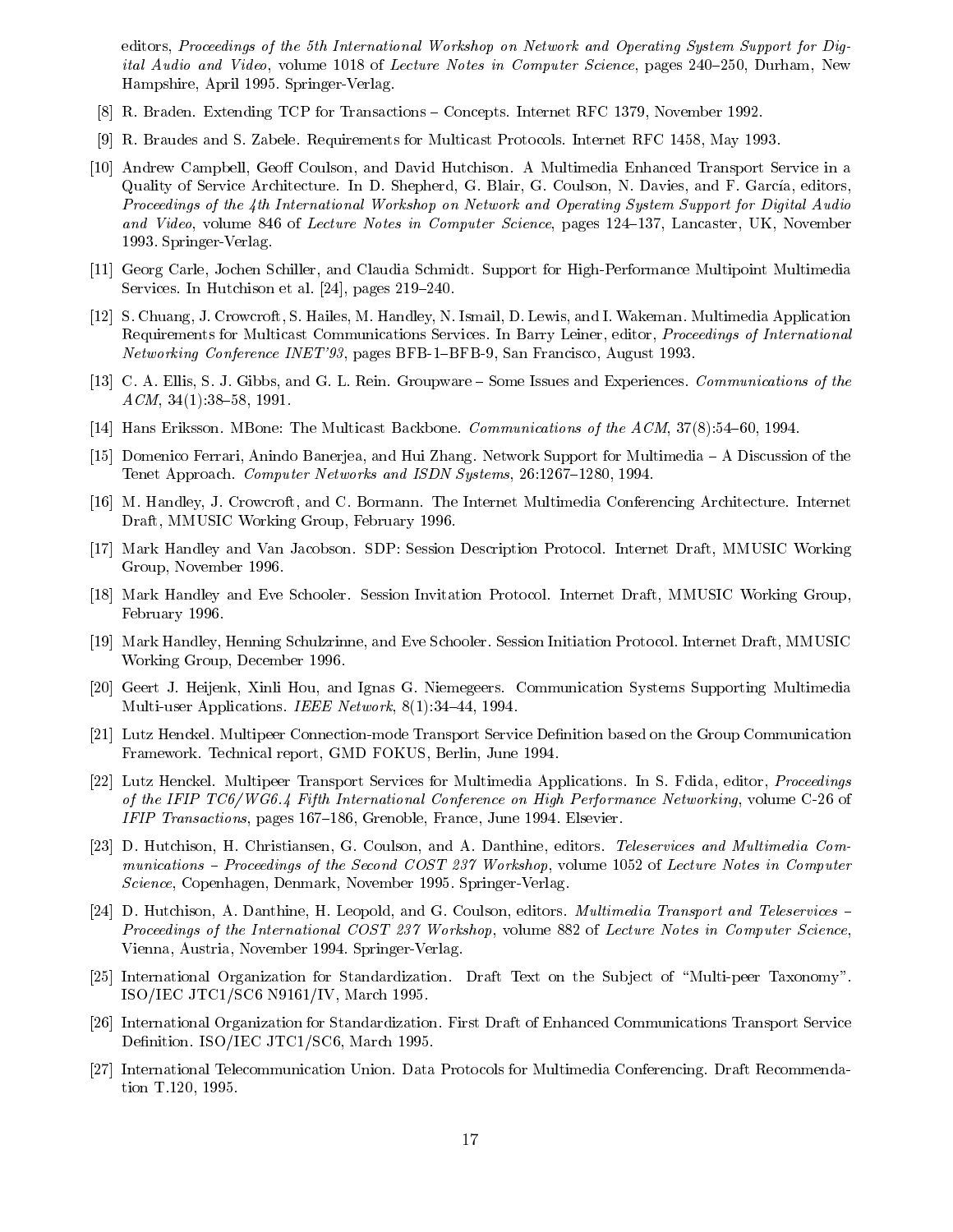editors, *Proceedings of the 5th International Workshop on Network and Operating System Support for Digital Audio and Video*, volume 1018 of *Lecture Notes in Computer Science*, pages 240–250, Durham, New Hampshire, April 1995. Springer-Verlag.

[8] R. Braden. Extending TCP for Transactions – Concepts. Internet RFC 1379, November 1992.

[9] R. Braudes and S. Zabele. Requirements for Multicast Protocols. Internet RFC 1458, May 1993.

[10] Andrew Campbell, Geoff Coulson, and David Hutchison. A Multimedia Enhanced Transport Service in a Quality of Service Architecture. In D. Shepherd, G. Blair, G. Coulson, N. Davies, and F. García, editors, *Proceedings of the 4th International Workshop on Network and Operating System Support for Digital Audio and Video*, volume 846 of *Lecture Notes in Computer Science*, pages 124–137, Lancaster, UK, November 1993. Springer-Verlag.

[11] Georg Carle, Jochen Schiller, and Claudia Schmidt. Support for High-Performance Multipoint Multimedia Services. In Hutchison et al. [24], pages 219–240.

[12] S. Chuang, J. Crowcroft, S. Hailes, M. Handley, N. Ismail, D. Lewis, and I. Wakeman. Multimedia Application Requirements for Multicast Communications Services. In Barry Leiner, editor, *Proceedings of International Networking Conference INET'93*, pages BFB-1–BFB-9, San Francisco, August 1993.

[13] C. A. Ellis, S. J. Gibbs, and G. L. Rein. Groupware – Some Issues and Experiences. *Communications of the ACM*, 34(1):38–58, 1991.

[14] Hans Eriksson. MBone: The Multicast Backbone. *Communications of the ACM*, 37(8):54–60, 1994.

[15] Domenico Ferrari, Anindo Banerjea, and Hui Zhang. Network Support for Multimedia – A Discussion of the Tenet Approach. *Computer Networks and ISDN Systems*, 26:1267–1280, 1994.

[16] M. Handley, J. Crowcroft, and C. Bormann. The Internet Multimedia Conferencing Architecture. Internet Draft, MMUSIC Working Group, February 1996.

[17] Mark Handley and Van Jacobson. SDP: Session Description Protocol. Internet Draft, MMUSIC Working Group, November 1996.

[18] Mark Handley and Eve Schooler. Session Invitation Protocol. Internet Draft, MMUSIC Working Group, February 1996.

[19] Mark Handley, Henning Schulzrinne, and Eve Schooler. Session Initiation Protocol. Internet Draft, MMUSIC Working Group, December 1996.

[20] Geert J. Heijenk, Xinli Hou, and Ignas G. Niemegeers. Communication Systems Supporting Multimedia Multi-user Applications. *IEEE Network*, 8(1):34–44, 1994.

[21] Lutz Henckel. Multipeer Connection-mode Transport Service Definition based on the Group Communication Framework. Technical report, GMD FOKUS, Berlin, June 1994.

[22] Lutz Henckel. Multipeer Transport Services for Multimedia Applications. In S. Fdida, editor, *Proceedings of the IFIP TC6/WG6.4 Fifth International Conference on High Performance Networking*, volume C-26 of *IFIP Transactions*, pages 167–186, Grenoble, France, June 1994. Elsevier.

[23] D. Hutchison, H. Christiansen, G. Coulson, and A. Danthine, editors. *Teleservices and Multimedia Communications – Proceedings of the Second COST 237 Workshop*, volume 1052 of *Lecture Notes in Computer Science*, Copenhagen, Denmark, November 1995. Springer-Verlag.

[24] D. Hutchison, A. Danthine, H. Leopold, and G. Coulson, editors. *Multimedia Transport and Teleservices – Proceedings of the International COST 237 Workshop*, volume 882 of *Lecture Notes in Computer Science*, Vienna, Austria, November 1994. Springer-Verlag.

[25] International Organization for Standardization. Draft Text on the Subject of "Multi-peer Taxonomy". ISO/IEC JTC1/SC6 N9161/IV, March 1995.

[26] International Organization for Standardization. First Draft of Enhanced Communications Transport Service Definition. ISO/IEC JTC1/SC6, March 1995.

[27] International Telecommunication Union. Data Protocols for Multimedia Conferencing. Draft Recommendation T.120, 1995.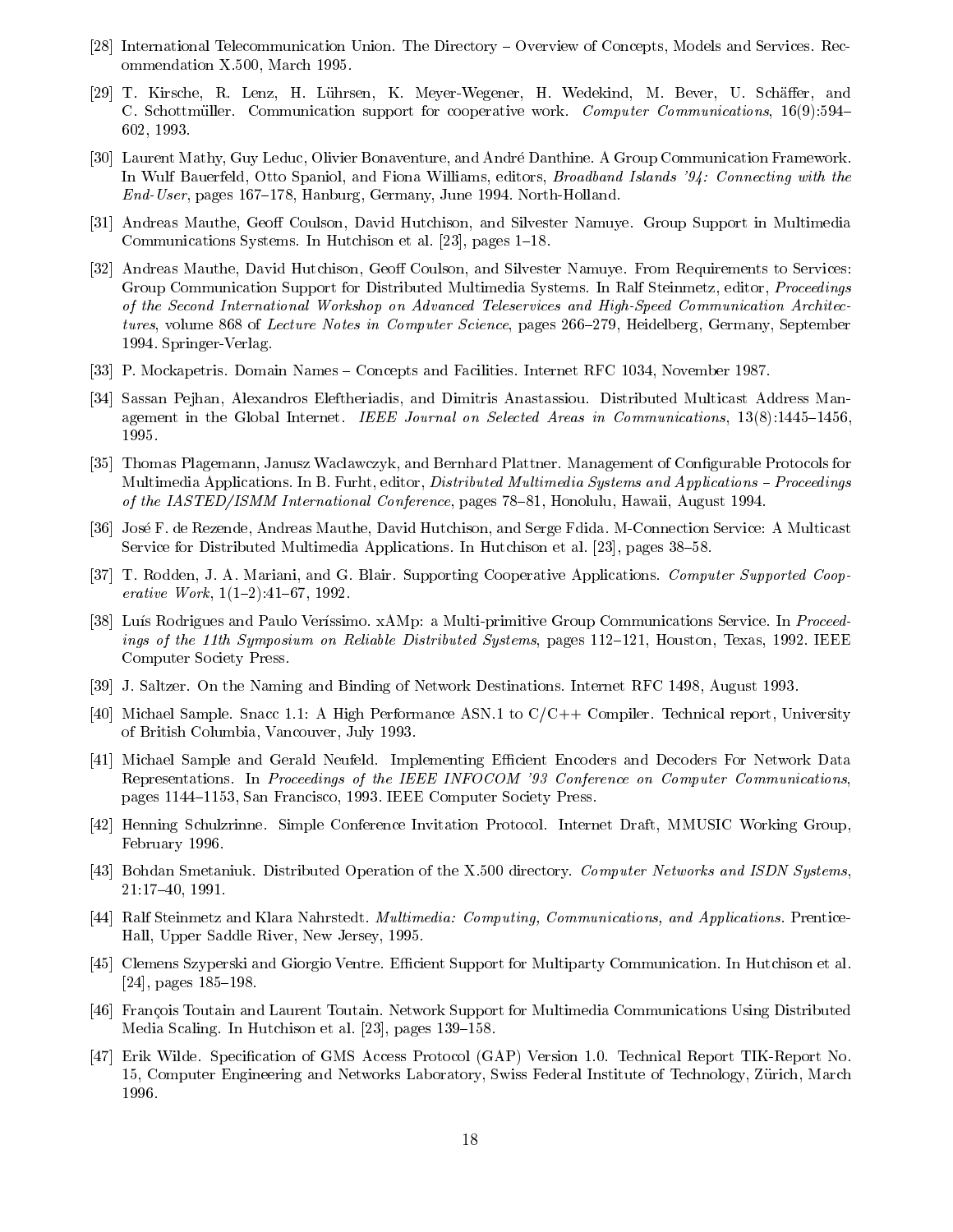[28] International Telecommunication Union. The Directory – Overview of Concepts, Models and Services. Recommendation X.500, March 1995.

[29] T. Kirsche, R. Lenz, H. Lührsen, K. Meyer-Wegener, H. Wedekind, M. Bever, U. Schäffer, and C. Schottmüller. Communication support for cooperative work. *Computer Communications*, 16(9):594–602, 1993.

[30] Laurent Mathy, Guy Leduc, Olivier Bonaventure, and André Danthine. A Group Communication Framework. In Wulf Bauerfeld, Otto Spaniol, and Fiona Williams, editors, *Broadband Islands '94: Connecting with the End-User*, pages 167–178, Hanburg, Germany, June 1994. North-Holland.

[31] Andreas Mauthe, Geoff Coulson, David Hutchison, and Silvester Namuye. Group Support in Multimedia Communications Systems. In Hutchison et al. [23], pages 1–18.

[32] Andreas Mauthe, David Hutchison, Geoff Coulson, and Silvester Namuye. From Requirements to Services: Group Communication Support for Distributed Multimedia Systems. In Ralf Steinmetz, editor, *Proceedings of the Second International Workshop on Advanced Teleservices and High-Speed Communication Architectures*, volume 868 of *Lecture Notes in Computer Science*, pages 266–279, Heidelberg, Germany, September 1994. Springer-Verlag.

[33] P. Mockapetris. Domain Names – Concepts and Facilities. Internet RFC 1034, November 1987.

[34] Sassan Pejhan, Alexandros Eleftheriadis, and Dimitris Anastassiou. Distributed Multicast Address Management in the Global Internet. *IEEE Journal on Selected Areas in Communications*, 13(8):1445–1456, 1995.

[35] Thomas Plagemann, Janusz Waclawczyk, and Bernhard Plattner. Management of Configurable Protocols for Multimedia Applications. In B. Furht, editor, *Distributed Multimedia Systems and Applications – Proceedings of the IASTED/ISMM International Conference*, pages 78–81, Honolulu, Hawaii, August 1994.

[36] José F. de Rezende, Andreas Mauthe, David Hutchison, and Serge Fdida. M-Connection Service: A Multicast Service for Distributed Multimedia Applications. In Hutchison et al. [23], pages 38–58.

[37] T. Rodden, J. A. Mariani, and G. Blair. Supporting Cooperative Applications. *Computer Supported Cooperative Work*, 1(1–2):41–67, 1992.

[38] Luís Rodrigues and Paulo Veríssimo. xAMp: a Multi-primitive Group Communications Service. In *Proceedings of the 11th Symposium on Reliable Distributed Systems*, pages 112–121, Houston, Texas, 1992. IEEE Computer Society Press.

[39] J. Saltzer. On the Naming and Binding of Network Destinations. Internet RFC 1498, August 1993.

[40] Michael Sample. Snacc 1.1: A High Performance ASN.1 to C/C++ Compiler. Technical report, University of British Columbia, Vancouver, July 1993.

[41] Michael Sample and Gerald Neufeld. Implementing Efficient Encoders and Decoders For Network Data Representations. In *Proceedings of the IEEE INFOCOM '93 Conference on Computer Communications*, pages 1144–1153, San Francisco, 1993. IEEE Computer Society Press.

[42] Henning Schulzrinne. Simple Conference Invitation Protocol. Internet Draft, MMUSIC Working Group, February 1996.

[43] Bohdan Smetaniuk. Distributed Operation of the X.500 directory. *Computer Networks and ISDN Systems*, 21:17–40, 1991.

[44] Ralf Steinmetz and Klara Nahrstedt. *Multimedia: Computing, Communications, and Applications*. Prentice-Hall, Upper Saddle River, New Jersey, 1995.

[45] Clemens Szyperski and Giorgio Ventre. Efficient Support for Multiparty Communication. In Hutchison et al. [24], pages 185–198.

[46] François Toutain and Laurent Toutain. Network Support for Multimedia Communications Using Distributed Media Scaling. In Hutchison et al. [23], pages 139–158.

[47] Erik Wilde. Specification of GMS Access Protocol (GAP) Version 1.0. Technical Report TIK-Report No. 15, Computer Engineering and Networks Laboratory, Swiss Federal Institute of Technology, Zürich, March 1996.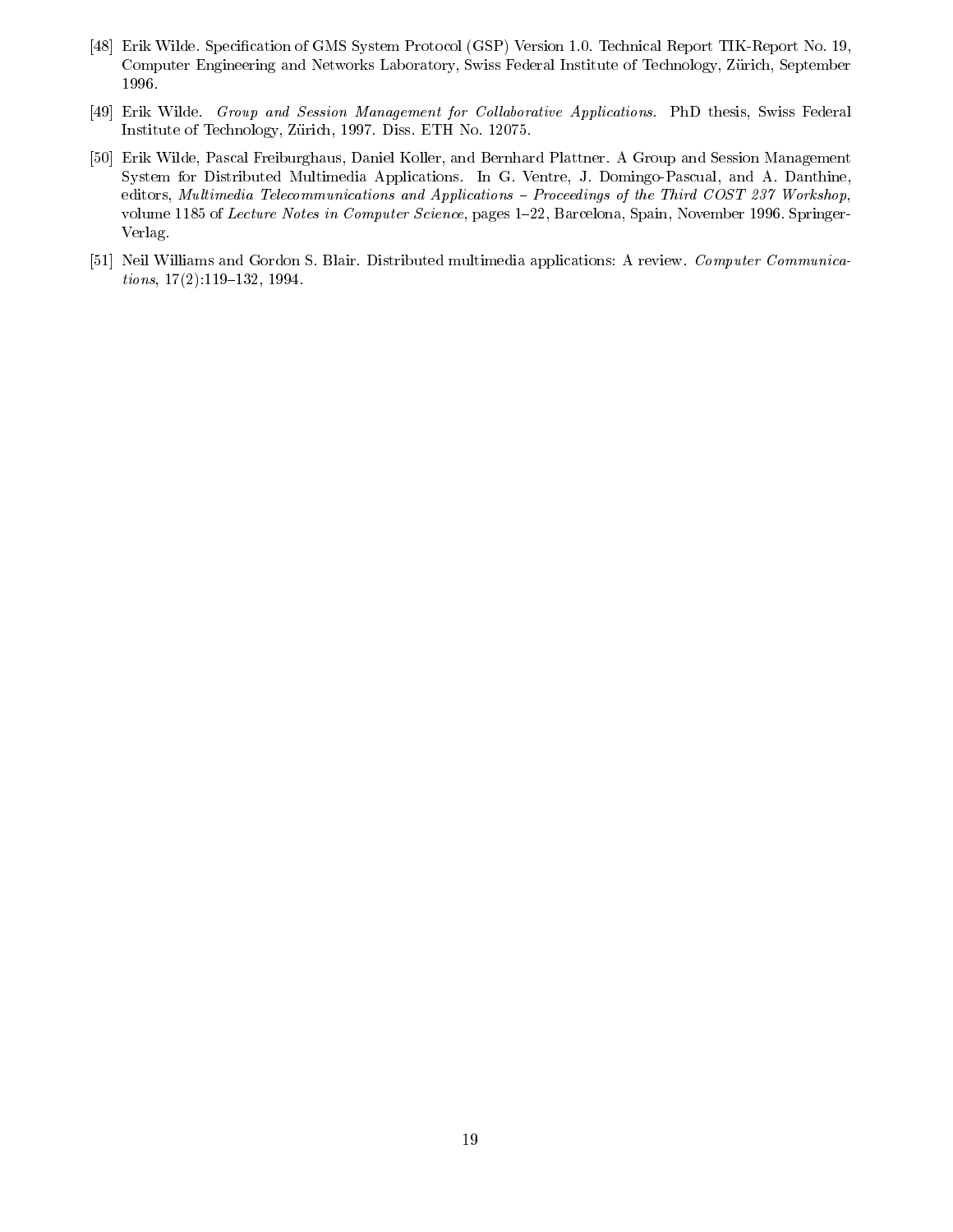[48] Erik Wilde. Specification of GMS System Protocol (GSP) Version 1.0. Technical Report TIK-Report No. 19, Computer Engineering and Networks Laboratory, Swiss Federal Institute of Technology, Zürich, September 1996.

[49] Erik Wilde. *Group and Session Management for Collaborative Applications*. PhD thesis, Swiss Federal Institute of Technology, Zürich, 1997. Diss. ETH No. 12075.

[50] Erik Wilde, Pascal Freiburghaus, Daniel Koller, and Bernhard Plattner. A Group and Session Management System for Distributed Multimedia Applications. In G. Ventre, J. Domingo-Pascual, and A. Danthine, editors, *Multimedia Telecommunications and Applications – Proceedings of the Third COST 237 Workshop*, volume 1185 of *Lecture Notes in Computer Science*, pages 1–22, Barcelona, Spain, November 1996. Springer-Verlag.

[51] Neil Williams and Gordon S. Blair. Distributed multimedia applications: A review. *Computer Communications*, 17(2):119–132, 1994.